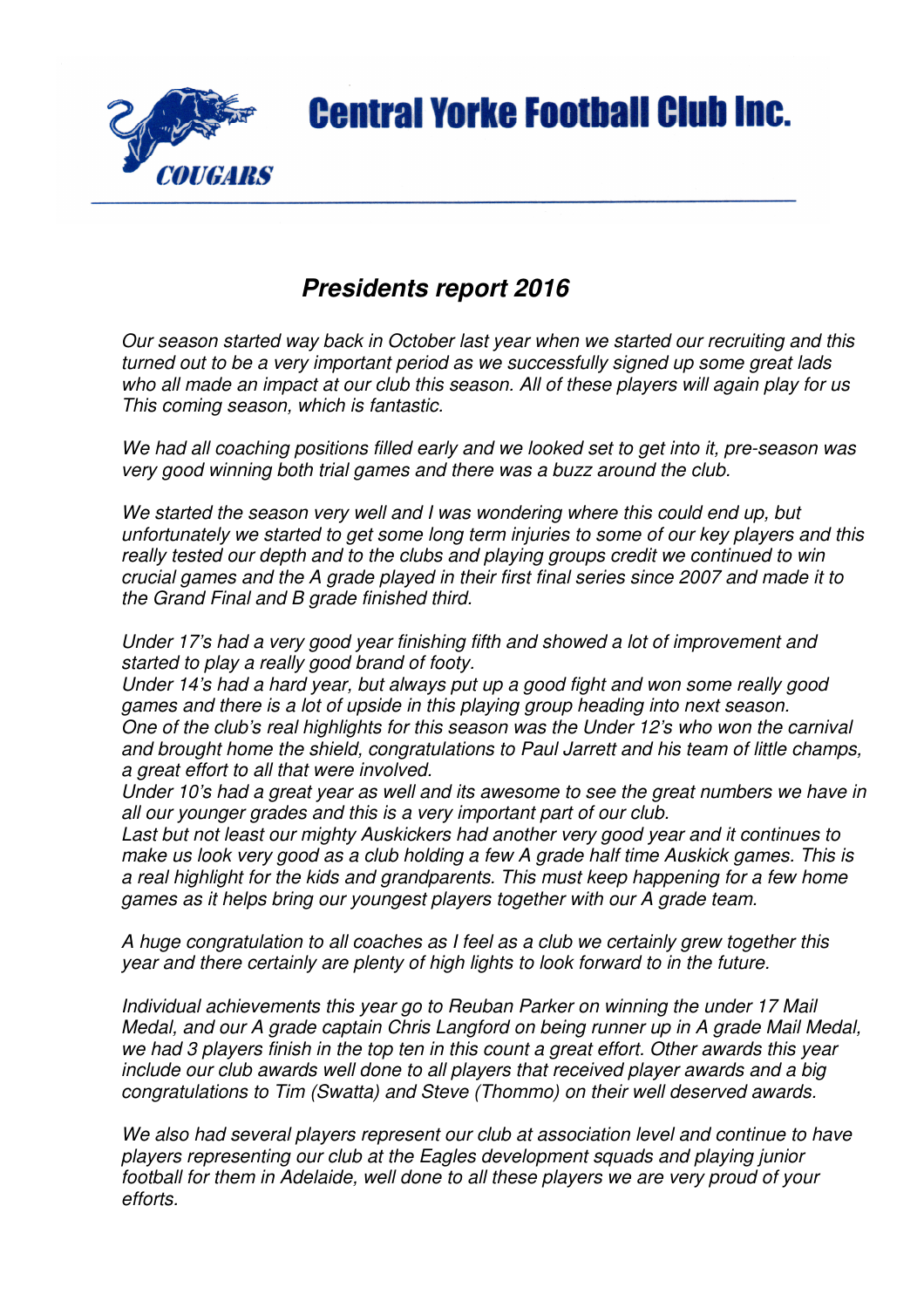# Central Yorke Football Club Inc.

COUGARS

## *Presidents report 2016*

*Our season started way back in October last year when we started our recruiting and this turned out to be a very important period as we successfully signed up some great lads who all made an impact at our club this season. All of these players will again play for us This coming season, which is fantastic.*

*We had all coaching positions filled early and we looked set to get into it, pre-season was very good winning both trial games and there was a buzz around the club.*

*We started the season very well and I was wondering where this could end up, but unfortunately we started to get some long term injuries to some of our key players and this really tested our depth and to the clubs and playing groups credit we continued to win crucial games and the A grade played in their first final series since 2007 and made it to the Grand Final and B grade finished third.*

*Under 17's had a very good year finishing fifth and showed a lot of improvement and started to play a really good brand of footy.*
*Under 14's had a hard year, but always put up a good fight and won some really good games and there is a lot of upside in this playing group heading into next season.*
*One of the club's real highlights for this season was the Under 12's who won the carnival and brought home the shield, congratulations to Paul Jarrett and his team of little champs, a great effort to all that were involved.*
*Under 10's had a great year as well and its awesome to see the great numbers we have in all our younger grades and this is a very important part of our club.*
*Last but not least our mighty Auskickers had another very good year and it continues to make us look very good as a club holding a few A grade half time Auskick games. This is a real highlight for the kids and grandparents. This must keep happening for a few home games as it helps bring our youngest players together with our A grade team.*

*A huge congratulation to all coaches as I feel as a club we certainly grew together this year and there certainly are plenty of high lights to look forward to in the future.*

*Individual achievements this year go to Reuban Parker on winning the under 17 Mail Medal, and our A grade captain Chris Langford on being runner up in A grade Mail Medal, we had 3 players finish in the top ten in this count a great effort. Other awards this year include our club awards well done to all players that received player awards and a big congratulations to Tim (Swatta) and Steve (Thommo) on their well deserved awards.*

*We also had several players represent our club at association level and continue to have players representing our club at the Eagles development squads and playing junior football for them in Adelaide, well done to all these players we are very proud of your efforts.*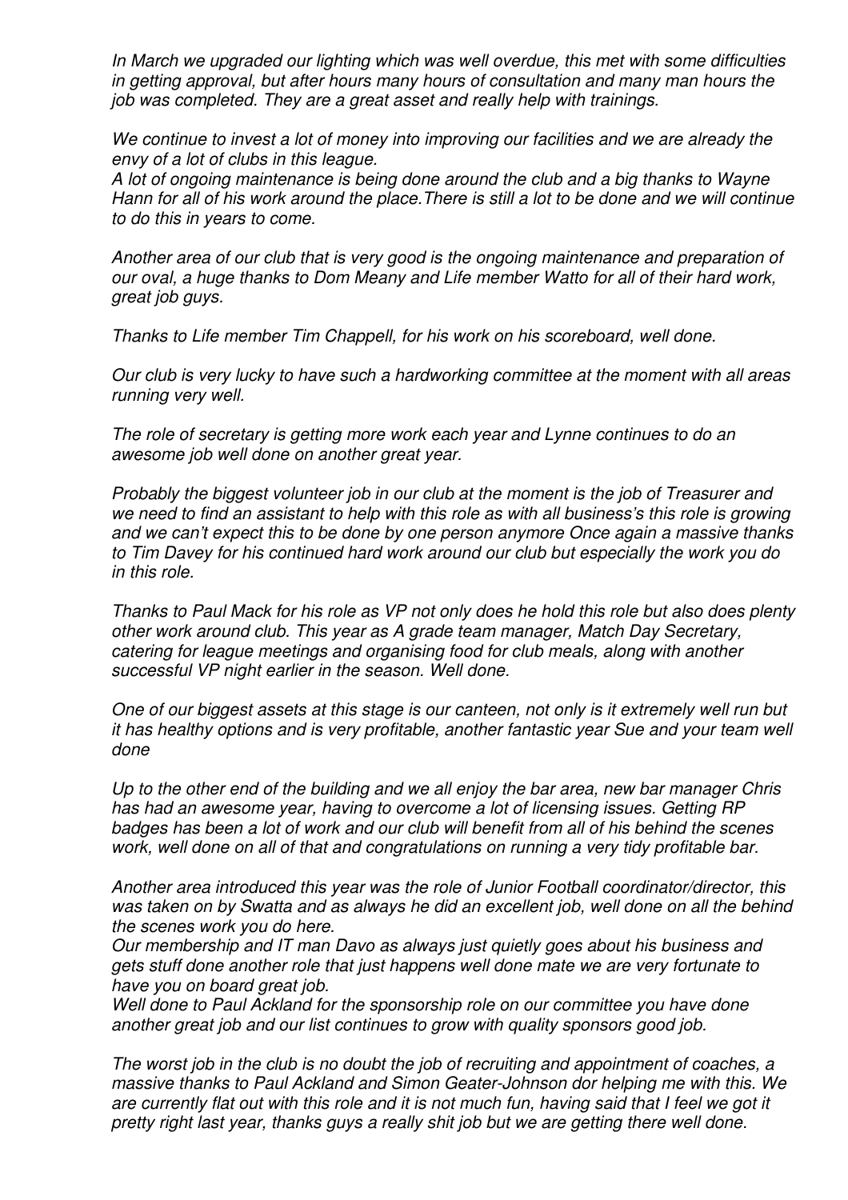*In March we upgraded our lighting which was well overdue, this met with some difficulties in getting approval, but after hours many hours of consultation and many man hours the job was completed. They are a great asset and really help with trainings.*

*We continue to invest a lot of money into improving our facilities and we are already the envy of a lot of clubs in this league.*
*A lot of ongoing maintenance is being done around the club and a big thanks to Wayne Hann for all of his work around the place.There is still a lot to be done and we will continue to do this in years to come.*

*Another area of our club that is very good is the ongoing maintenance and preparation of our oval, a huge thanks to Dom Meany and Life member Watto for all of their hard work, great job guys.*

*Thanks to Life member Tim Chappell, for his work on his scoreboard, well done.*

*Our club is very lucky to have such a hardworking committee at the moment with all areas running very well.*

*The role of secretary is getting more work each year and Lynne continues to do an awesome job well done on another great year.*

*Probably the biggest volunteer job in our club at the moment is the job of Treasurer and we need to find an assistant to help with this role as with all business's this role is growing and we can't expect this to be done by one person anymore Once again a massive thanks to Tim Davey for his continued hard work around our club but especially the work you do in this role.*

*Thanks to Paul Mack for his role as VP not only does he hold this role but also does plenty other work around club. This year as A grade team manager, Match Day Secretary, catering for league meetings and organising food for club meals, along with another successful VP night earlier in the season. Well done.*

*One of our biggest assets at this stage is our canteen, not only is it extremely well run but it has healthy options and is very profitable, another fantastic year Sue and your team well done*

*Up to the other end of the building and we all enjoy the bar area, new bar manager Chris has had an awesome year, having to overcome a lot of licensing issues. Getting RP badges has been a lot of work and our club will benefit from all of his behind the scenes work, well done on all of that and congratulations on running a very tidy profitable bar.*

*Another area introduced this year was the role of Junior Football coordinator/director, this was taken on by Swatta and as always he did an excellent job, well done on all the behind the scenes work you do here.*
*Our membership and IT man Davo as always just quietly goes about his business and gets stuff done another role that just happens well done mate we are very fortunate to have you on board great job.*
*Well done to Paul Ackland for the sponsorship role on our committee you have done another great job and our list continues to grow with quality sponsors good job.*

*The worst job in the club is no doubt the job of recruiting and appointment of coaches, a massive thanks to Paul Ackland and Simon Geater-Johnson dor helping me with this. We are currently flat out with this role and it is not much fun, having said that I feel we got it pretty right last year, thanks guys a really shit job but we are getting there well done.*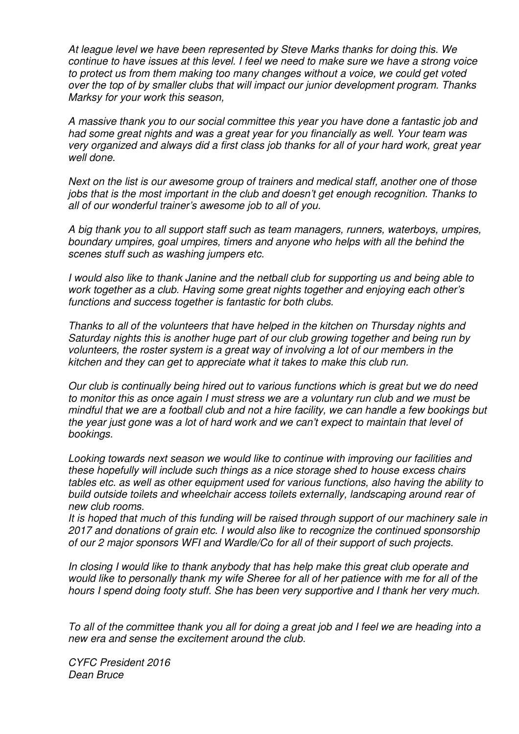*At league level we have been represented by Steve Marks thanks for doing this. We continue to have issues at this level. I feel we need to make sure we have a strong voice to protect us from them making too many changes without a voice, we could get voted over the top of by smaller clubs that will impact our junior development program. Thanks Marksy for your work this season,*

*A massive thank you to our social committee this year you have done a fantastic job and had some great nights and was a great year for you financially as well. Your team was very organized and always did a first class job thanks for all of your hard work, great year well done.*

*Next on the list is our awesome group of trainers and medical staff, another one of those jobs that is the most important in the club and doesn't get enough recognition. Thanks to all of our wonderful trainer's awesome job to all of you.*

*A big thank you to all support staff such as team managers, runners, waterboys, umpires, boundary umpires, goal umpires, timers and anyone who helps with all the behind the scenes stuff such as washing jumpers etc.*

*I would also like to thank Janine and the netball club for supporting us and being able to work together as a club. Having some great nights together and enjoying each other's functions and success together is fantastic for both clubs.*

*Thanks to all of the volunteers that have helped in the kitchen on Thursday nights and Saturday nights this is another huge part of our club growing together and being run by volunteers, the roster system is a great way of involving a lot of our members in the kitchen and they can get to appreciate what it takes to make this club run.*

*Our club is continually being hired out to various functions which is great but we do need to monitor this as once again I must stress we are a voluntary run club and we must be mindful that we are a football club and not a hire facility, we can handle a few bookings but the year just gone was a lot of hard work and we can't expect to maintain that level of bookings.*

*Looking towards next season we would like to continue with improving our facilities and these hopefully will include such things as a nice storage shed to house excess chairs tables etc. as well as other equipment used for various functions, also having the ability to build outside toilets and wheelchair access toilets externally, landscaping around rear of new club rooms.*
*It is hoped that much of this funding will be raised through support of our machinery sale in 2017 and donations of grain etc. I would also like to recognize the continued sponsorship of our 2 major sponsors WFI and Wardle/Co for all of their support of such projects.*

*In closing I would like to thank anybody that has help make this great club operate and would like to personally thank my wife Sheree for all of her patience with me for all of the hours I spend doing footy stuff. She has been very supportive and I thank her very much.*

*To all of the committee thank you all for doing a great job and I feel we are heading into a new era and sense the excitement around the club.*

*CYFC President 2016*
*Dean Bruce*